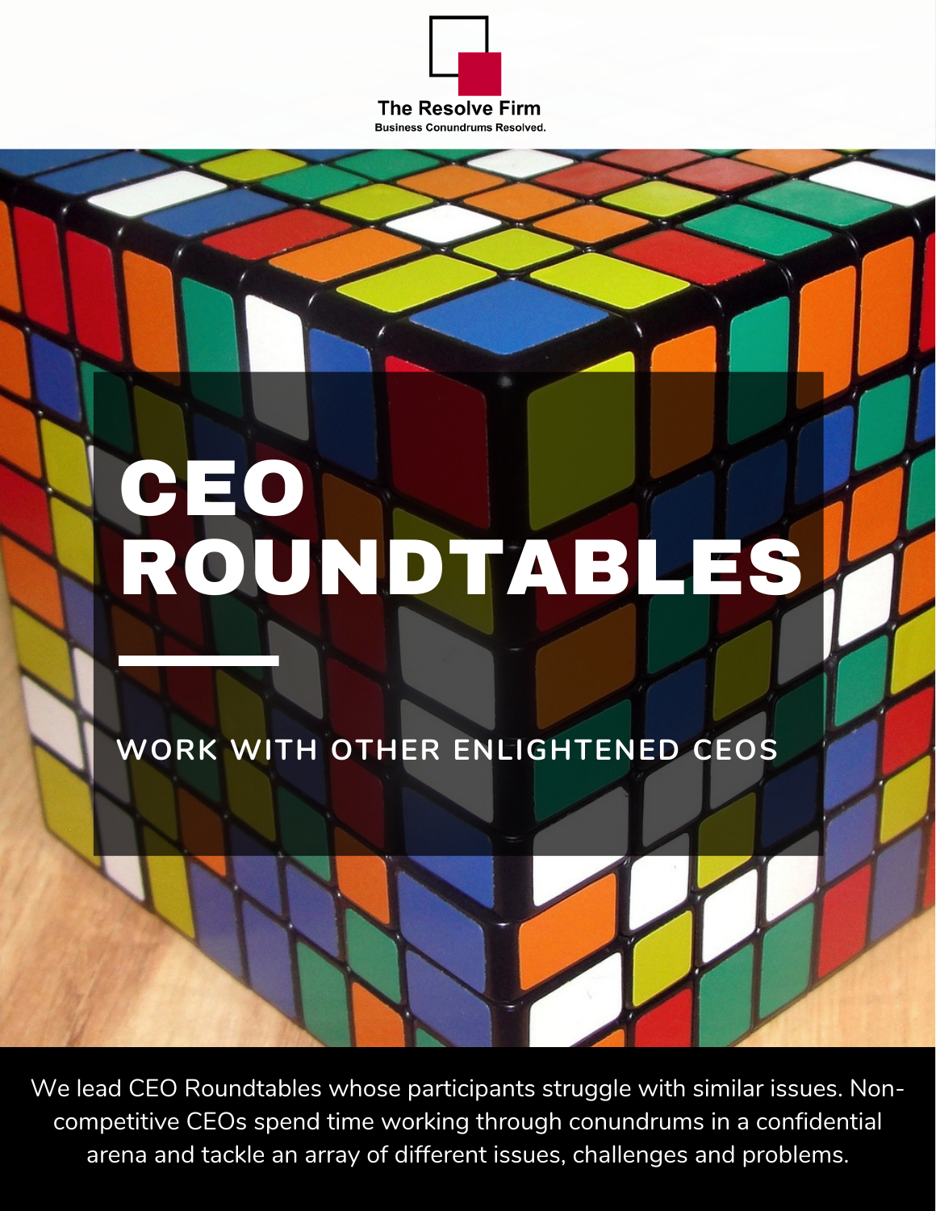The Resolve Firm

Business Conundrums Resolved.

# CEO ROUNDTABLES

WORK WITH OTHER ENLIGHTENED CEOS

We lead CEO Roundtables whose participants struggle with similar issues. Non-competitive CEOs spend time working through conundrums in a confidential arena and tackle an array of different issues, challenges and problems.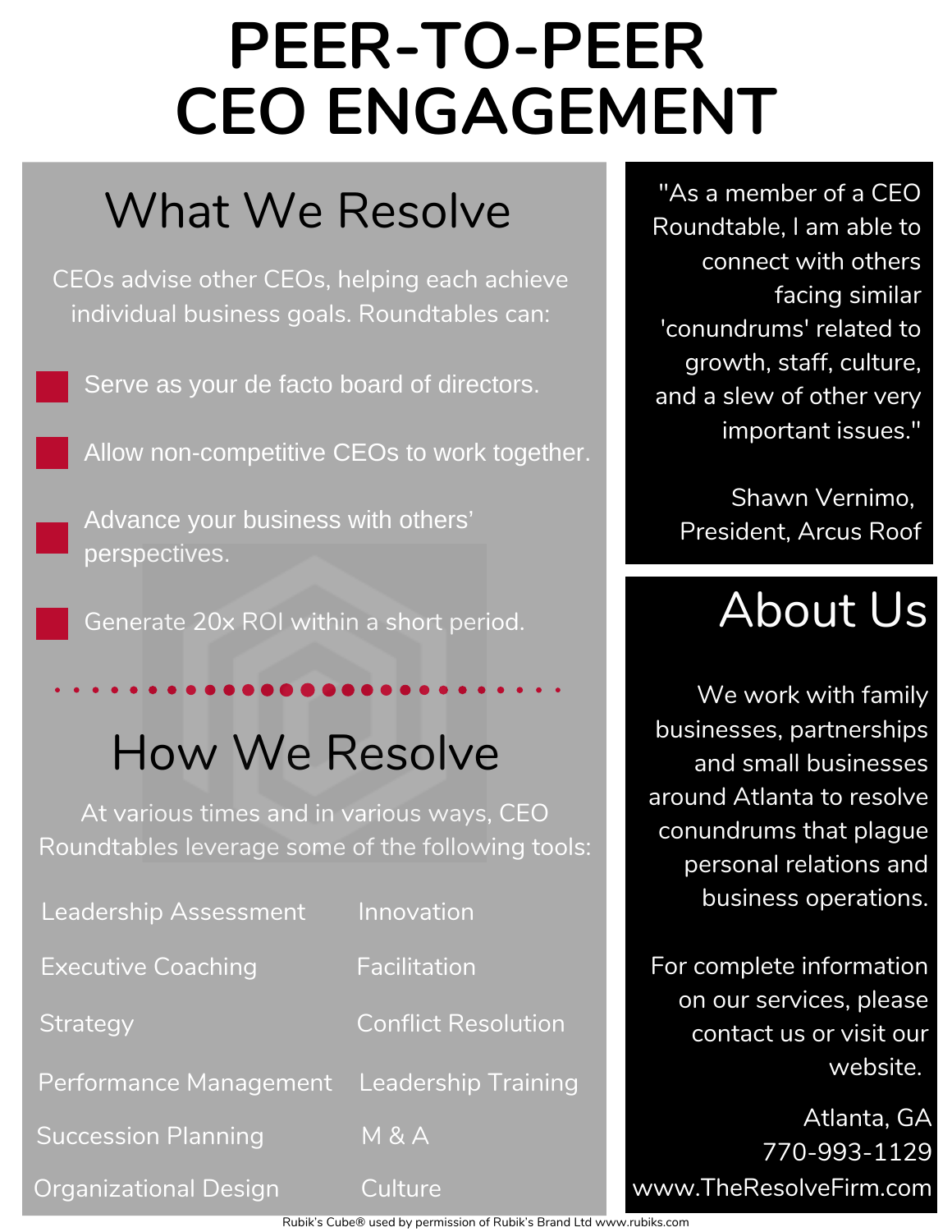# PEER-TO-PEER CEO ENGAGEMENT

## What We Resolve

CEOs advise other CEOs, helping each achieve individual business goals. Roundtables can:

- Serve as your de facto board of directors.
- Allow non-competitive CEOs to work together.
- Advance your business with others' perspectives.
- Generate 20x ROI within a short period.

## How We Resolve

At various times and in various ways, CEO Roundtables leverage some of the following tools:

- Leadership Assessment
- Executive Coaching
- Strategy
- Performance Management
- Succession Planning
- Organizational Design
- Innovation
- Facilitation
- Conflict Resolution
- Leadership Training
- M & A
- Culture

"As a member of a CEO Roundtable, I am able to connect with others facing similar 'conundrums' related to growth, staff, culture, and a slew of other very important issues."

Shawn Vernimo,
President, Arcus Roof

## About Us

We work with family businesses, partnerships and small businesses around Atlanta to resolve conundrums that plague personal relations and business operations.

For complete information on our services, please contact us or visit our website.

Atlanta, GA
770-993-1129
www.TheResolveFirm.com

Rubik's Cube® used by permission of Rubik's Brand Ltd www.rubiks.com